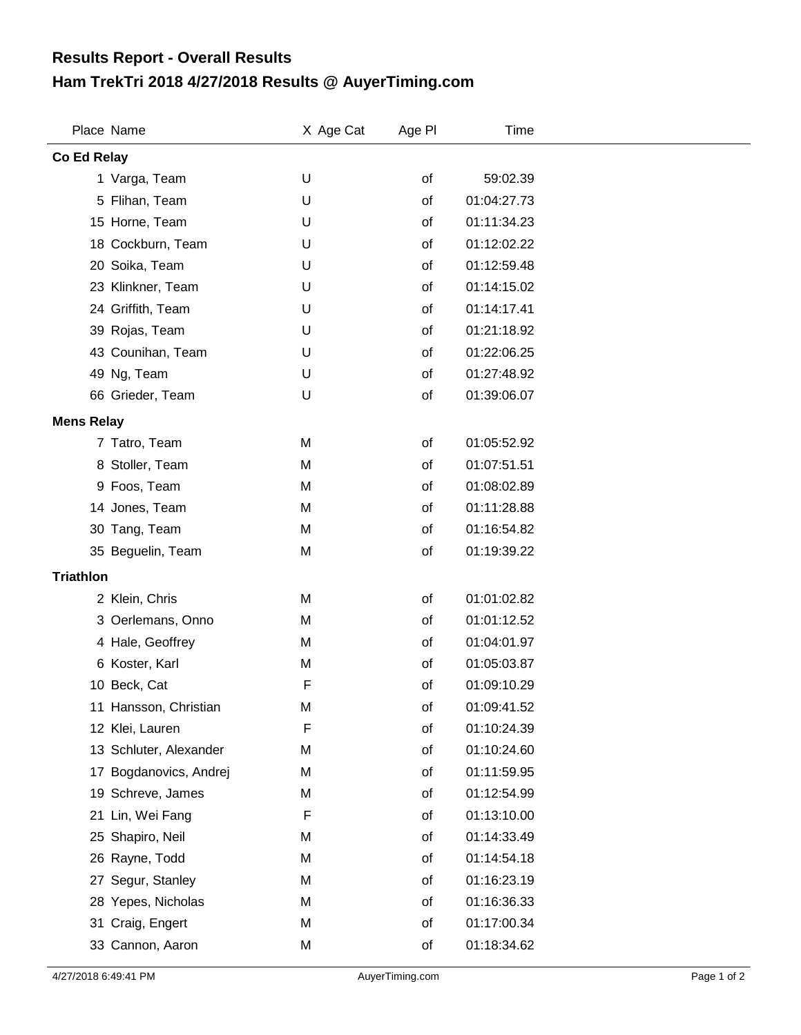# Results Report - Overall Results

## Ham TrekTri 2018 4/27/2018 Results @ AuyerTiming.com

| Place | Name | X | Age Cat | Age Pl | Time |
|---|---|---|---|---|---|
| **Co Ed Relay** | | | | | |
| 1 | Varga, Team | U | | of | 59:02.39 |
| 5 | Flihan, Team | U | | of | 01:04:27.73 |
| 15 | Horne, Team | U | | of | 01:11:34.23 |
| 18 | Cockburn, Team | U | | of | 01:12:02.22 |
| 20 | Soika, Team | U | | of | 01:12:59.48 |
| 23 | Klinkner, Team | U | | of | 01:14:15.02 |
| 24 | Griffith, Team | U | | of | 01:14:17.41 |
| 39 | Rojas, Team | U | | of | 01:21:18.92 |
| 43 | Counihan, Team | U | | of | 01:22:06.25 |
| 49 | Ng, Team | U | | of | 01:27:48.92 |
| 66 | Grieder, Team | U | | of | 01:39:06.07 |
| **Mens Relay** | | | | | |
| 7 | Tatro, Team | M | | of | 01:05:52.92 |
| 8 | Stoller, Team | M | | of | 01:07:51.51 |
| 9 | Foos, Team | M | | of | 01:08:02.89 |
| 14 | Jones, Team | M | | of | 01:11:28.88 |
| 30 | Tang, Team | M | | of | 01:16:54.82 |
| 35 | Beguelin, Team | M | | of | 01:19:39.22 |
| **Triathlon** | | | | | |
| 2 | Klein, Chris | M | | of | 01:01:02.82 |
| 3 | Oerlemans, Onno | M | | of | 01:01:12.52 |
| 4 | Hale, Geoffrey | M | | of | 01:04:01.97 |
| 6 | Koster, Karl | M | | of | 01:05:03.87 |
| 10 | Beck, Cat | F | | of | 01:09:10.29 |
| 11 | Hansson, Christian | M | | of | 01:09:41.52 |
| 12 | Klei, Lauren | F | | of | 01:10:24.39 |
| 13 | Schluter, Alexander | M | | of | 01:10:24.60 |
| 17 | Bogdanovics, Andrej | M | | of | 01:11:59.95 |
| 19 | Schreve, James | M | | of | 01:12:54.99 |
| 21 | Lin, Wei Fang | F | | of | 01:13:10.00 |
| 25 | Shapiro, Neil | M | | of | 01:14:33.49 |
| 26 | Rayne, Todd | M | | of | 01:14:54.18 |
| 27 | Segur, Stanley | M | | of | 01:16:23.19 |
| 28 | Yepes, Nicholas | M | | of | 01:16:36.33 |
| 31 | Craig, Engert | M | | of | 01:17:00.34 |
| 33 | Cannon, Aaron | M | | of | 01:18:34.62 |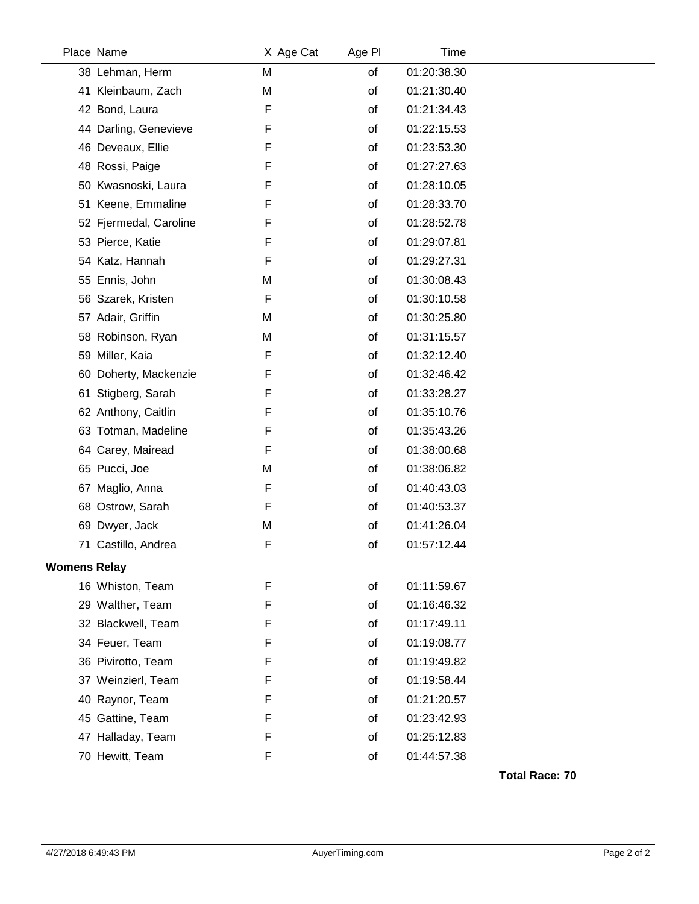| Place | Name | X | Age Cat | Age Pl | Time |
|---|---|---|---|---|---|
| 38 | Lehman, Herm | M | | of | 01:20:38.30 |
| 41 | Kleinbaum, Zach | M | | of | 01:21:30.40 |
| 42 | Bond, Laura | F | | of | 01:21:34.43 |
| 44 | Darling, Genevieve | F | | of | 01:22:15.53 |
| 46 | Deveaux, Ellie | F | | of | 01:23:53.30 |
| 48 | Rossi, Paige | F | | of | 01:27:27.63 |
| 50 | Kwasnoski, Laura | F | | of | 01:28:10.05 |
| 51 | Keene, Emmaline | F | | of | 01:28:33.70 |
| 52 | Fjermedal, Caroline | F | | of | 01:28:52.78 |
| 53 | Pierce, Katie | F | | of | 01:29:07.81 |
| 54 | Katz, Hannah | F | | of | 01:29:27.31 |
| 55 | Ennis, John | M | | of | 01:30:08.43 |
| 56 | Szarek, Kristen | F | | of | 01:30:10.58 |
| 57 | Adair, Griffin | M | | of | 01:30:25.80 |
| 58 | Robinson, Ryan | M | | of | 01:31:15.57 |
| 59 | Miller, Kaia | F | | of | 01:32:12.40 |
| 60 | Doherty, Mackenzie | F | | of | 01:32:46.42 |
| 61 | Stigberg, Sarah | F | | of | 01:33:28.27 |
| 62 | Anthony, Caitlin | F | | of | 01:35:10.76 |
| 63 | Totman, Madeline | F | | of | 01:35:43.26 |
| 64 | Carey, Mairead | F | | of | 01:38:00.68 |
| 65 | Pucci, Joe | M | | of | 01:38:06.82 |
| 67 | Maglio, Anna | F | | of | 01:40:43.03 |
| 68 | Ostrow, Sarah | F | | of | 01:40:53.37 |
| 69 | Dwyer, Jack | M | | of | 01:41:26.04 |
| 71 | Castillo, Andrea | F | | of | 01:57:12.44 |

**Womens Relay**

| Place | Name | X | Age Cat | Age Pl | Time |
|---|---|---|---|---|---|
| 16 | Whiston, Team | F | | of | 01:11:59.67 |
| 29 | Walther, Team | F | | of | 01:16:46.32 |
| 32 | Blackwell, Team | F | | of | 01:17:49.11 |
| 34 | Feuer, Team | F | | of | 01:19:08.77 |
| 36 | Pivirotto, Team | F | | of | 01:19:49.82 |
| 37 | Weinzierl, Team | F | | of | 01:19:58.44 |
| 40 | Raynor, Team | F | | of | 01:21:20.57 |
| 45 | Gattine, Team | F | | of | 01:23:42.93 |
| 47 | Halladay, Team | F | | of | 01:25:12.83 |
| 70 | Hewitt, Team | F | | of | 01:44:57.38 |

**Total Race: 70**